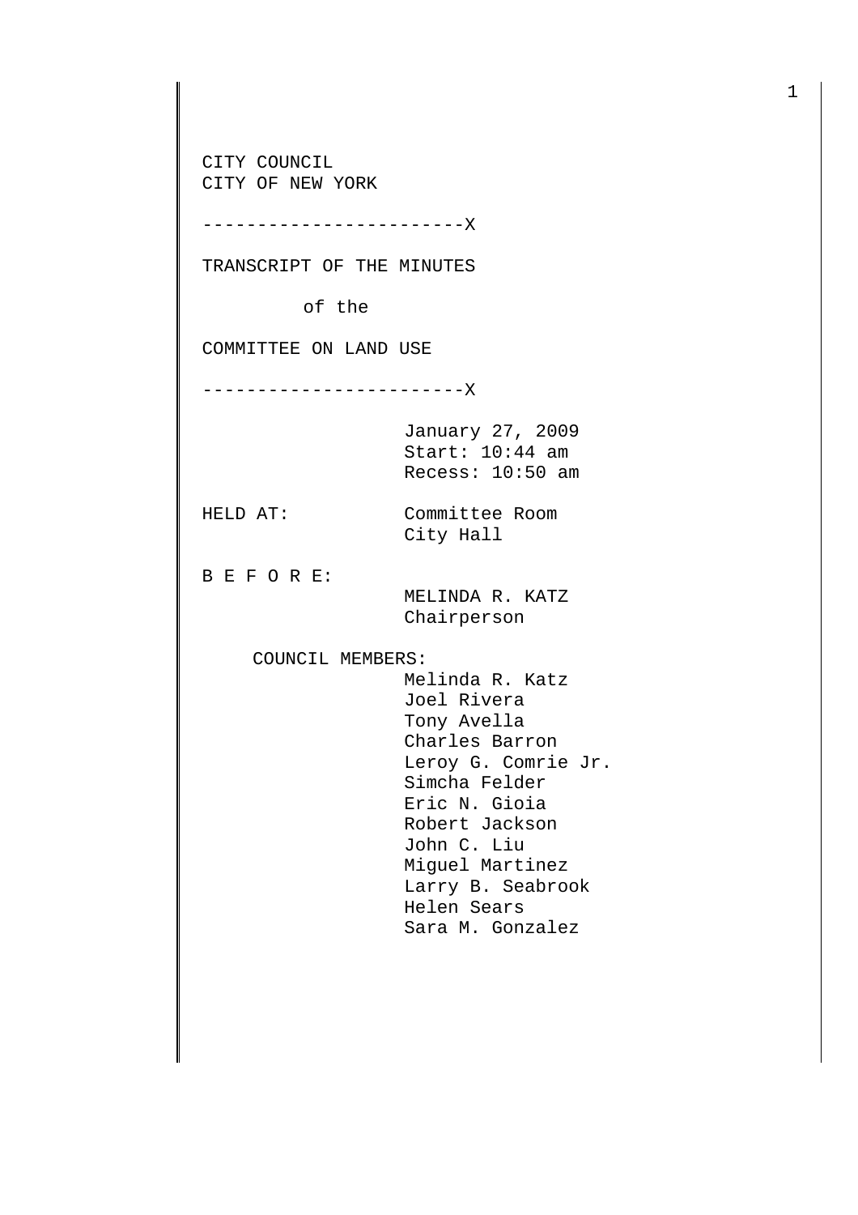CITY COUNCIL
CITY OF NEW YORK

------------------------X

TRANSCRIPT OF THE MINUTES

of the

COMMITTEE ON LAND USE

------------------------X

January 27, 2009
Start: 10:44 am
Recess: 10:50 am

HELD AT: Committee Room
City Hall

B E F O R E:
MELINDA R. KATZ
Chairperson

COUNCIL MEMBERS:
Melinda R. Katz
Joel Rivera
Tony Avella
Charles Barron
Leroy G. Comrie Jr.
Simcha Felder
Eric N. Gioia
Robert Jackson
John C. Liu
Miguel Martinez
Larry B. Seabrook
Helen Sears
Sara M. Gonzalez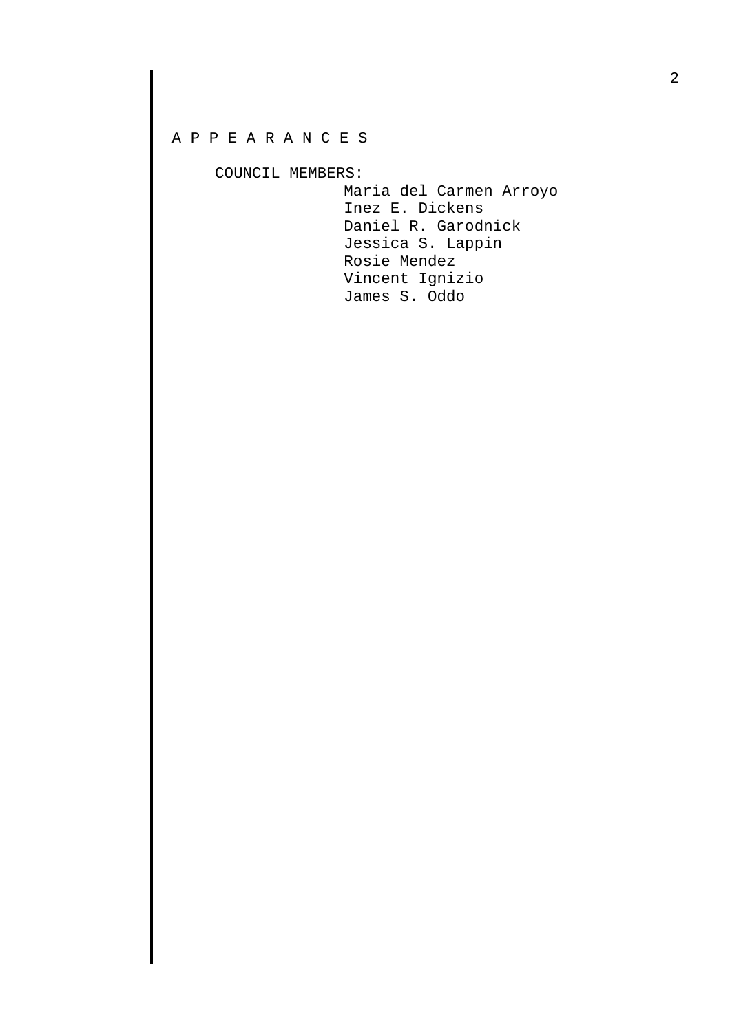A P P E A R A N C E S

COUNCIL MEMBERS:

Maria del Carmen Arroyo
Inez E. Dickens
Daniel R. Garodnick
Jessica S. Lappin
Rosie Mendez
Vincent Ignizio
James S. Oddo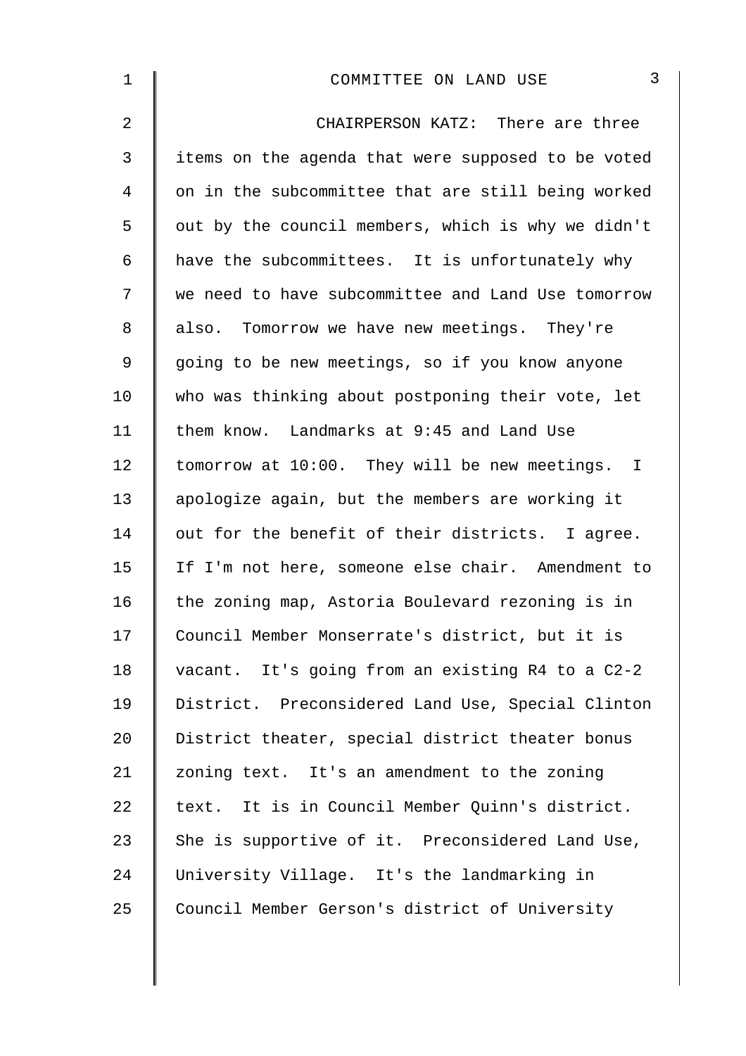CHAIRPERSON KATZ: There are three items on the agenda that were supposed to be voted on in the subcommittee that are still being worked out by the council members, which is why we didn't have the subcommittees. It is unfortunately why we need to have subcommittee and Land Use tomorrow also. Tomorrow we have new meetings. They're going to be new meetings, so if you know anyone who was thinking about postponing their vote, let them know. Landmarks at 9:45 and Land Use tomorrow at 10:00. They will be new meetings. I apologize again, but the members are working it out for the benefit of their districts. I agree. If I'm not here, someone else chair. Amendment to the zoning map, Astoria Boulevard rezoning is in Council Member Monserrate's district, but it is vacant. It's going from an existing R4 to a C2-2 District. Preconsidered Land Use, Special Clinton District theater, special district theater bonus zoning text. It's an amendment to the zoning text. It is in Council Member Quinn's district. She is supportive of it. Preconsidered Land Use, University Village. It's the landmarking in Council Member Gerson's district of University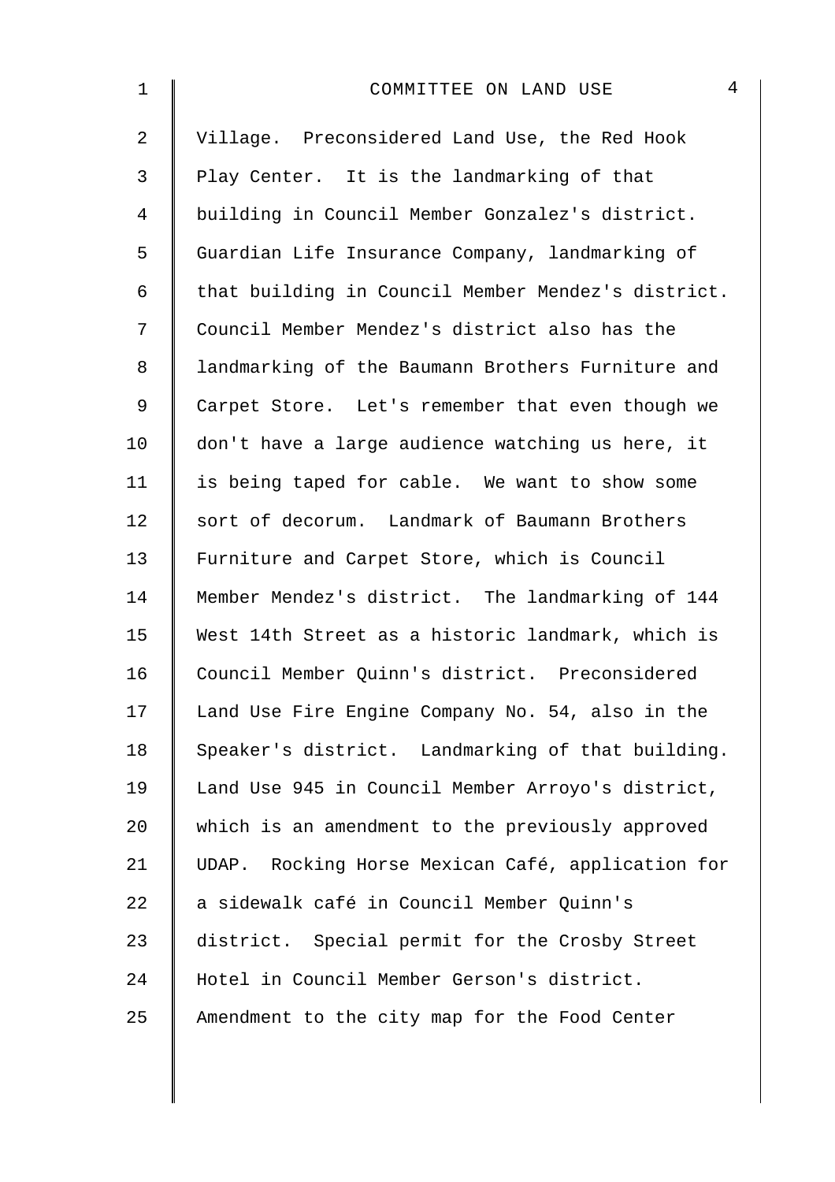Village. Preconsidered Land Use, the Red Hook Play Center. It is the landmarking of that building in Council Member Gonzalez's district. Guardian Life Insurance Company, landmarking of that building in Council Member Mendez's district. Council Member Mendez's district also has the landmarking of the Baumann Brothers Furniture and Carpet Store. Let's remember that even though we don't have a large audience watching us here, it is being taped for cable. We want to show some sort of decorum. Landmark of Baumann Brothers Furniture and Carpet Store, which is Council Member Mendez's district. The landmarking of 144 West 14th Street as a historic landmark, which is Council Member Quinn's district. Preconsidered Land Use Fire Engine Company No. 54, also in the Speaker's district. Landmarking of that building. Land Use 945 in Council Member Arroyo's district, which is an amendment to the previously approved UDAP. Rocking Horse Mexican Café, application for a sidewalk café in Council Member Quinn's district. Special permit for the Crosby Street Hotel in Council Member Gerson's district. Amendment to the city map for the Food Center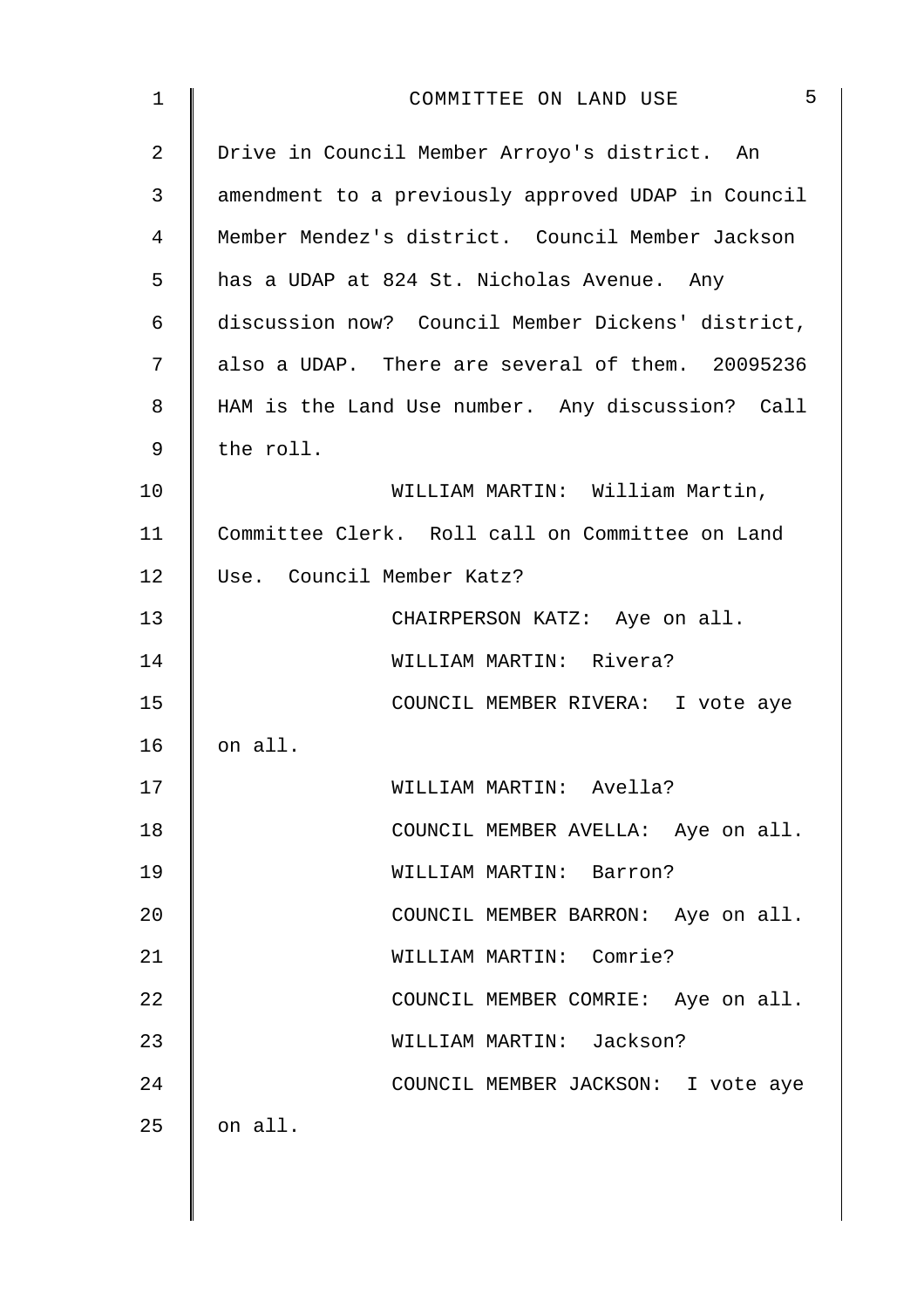Drive in Council Member Arroyo's district. An amendment to a previously approved UDAP in Council Member Mendez's district. Council Member Jackson has a UDAP at 824 St. Nicholas Avenue. Any discussion now? Council Member Dickens' district, also a UDAP. There are several of them. 20095236 HAM is the Land Use number. Any discussion? Call the roll.

WILLIAM MARTIN: William Martin, Committee Clerk. Roll call on Committee on Land Use. Council Member Katz?

CHAIRPERSON KATZ: Aye on all.

WILLIAM MARTIN: Rivera?

COUNCIL MEMBER RIVERA: I vote aye on all.

WILLIAM MARTIN: Avella?

COUNCIL MEMBER AVELLA: Aye on all.

WILLIAM MARTIN: Barron?

COUNCIL MEMBER BARRON: Aye on all.

WILLIAM MARTIN: Comrie?

COUNCIL MEMBER COMRIE: Aye on all.

WILLIAM MARTIN: Jackson?

COUNCIL MEMBER JACKSON: I vote aye on all.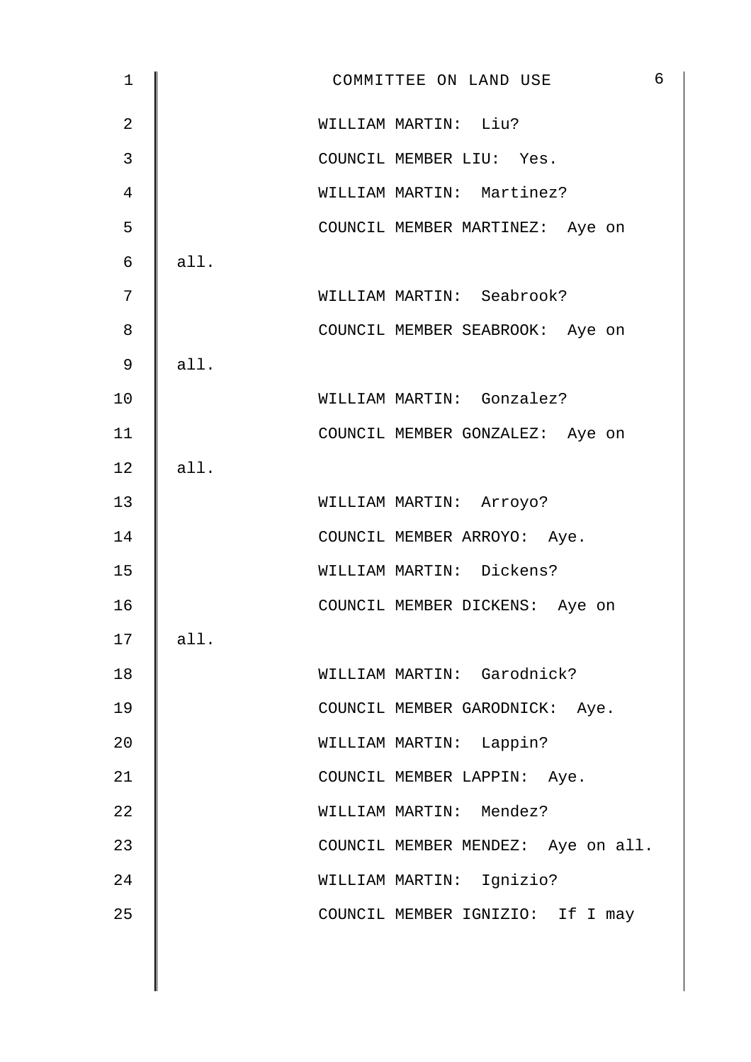WILLIAM MARTIN: Liu?

COUNCIL MEMBER LIU: Yes.

WILLIAM MARTIN: Martinez?

COUNCIL MEMBER MARTINEZ: Aye on all.

WILLIAM MARTIN: Seabrook?

COUNCIL MEMBER SEABROOK: Aye on all.

WILLIAM MARTIN: Gonzalez?

COUNCIL MEMBER GONZALEZ: Aye on all.

WILLIAM MARTIN: Arroyo?

COUNCIL MEMBER ARROYO: Aye.

WILLIAM MARTIN: Dickens?

COUNCIL MEMBER DICKENS: Aye on all.

WILLIAM MARTIN: Garodnick?

COUNCIL MEMBER GARODNICK: Aye.

WILLIAM MARTIN: Lappin?

COUNCIL MEMBER LAPPIN: Aye.

WILLIAM MARTIN: Mendez?

COUNCIL MEMBER MENDEZ: Aye on all.

WILLIAM MARTIN: Ignizio?

COUNCIL MEMBER IGNIZIO: If I may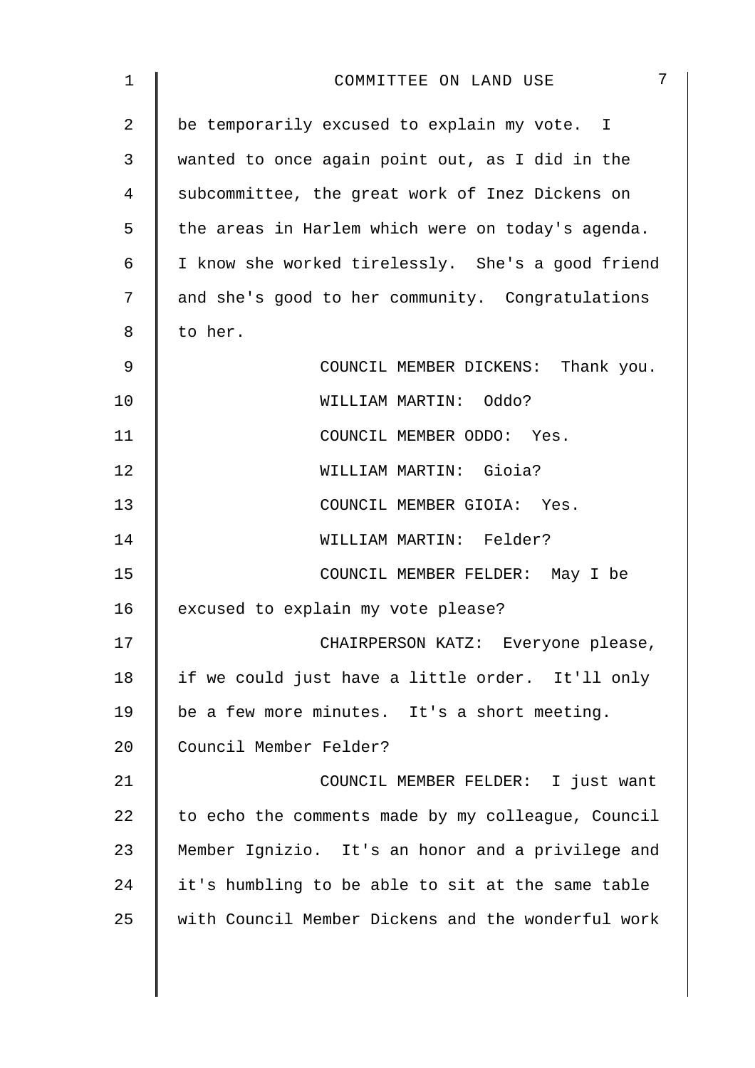be temporarily excused to explain my vote. I wanted to once again point out, as I did in the subcommittee, the great work of Inez Dickens on the areas in Harlem which were on today's agenda. I know she worked tirelessly. She's a good friend and she's good to her community. Congratulations to her.

COUNCIL MEMBER DICKENS: Thank you.

WILLIAM MARTIN: Oddo?

COUNCIL MEMBER ODDO: Yes.

WILLIAM MARTIN: Gioia?

COUNCIL MEMBER GIOIA: Yes.

WILLIAM MARTIN: Felder?

COUNCIL MEMBER FELDER: May I be excused to explain my vote please?

CHAIRPERSON KATZ: Everyone please, if we could just have a little order. It'll only be a few more minutes. It's a short meeting. Council Member Felder?

COUNCIL MEMBER FELDER: I just want to echo the comments made by my colleague, Council Member Ignizio. It's an honor and a privilege and it's humbling to be able to sit at the same table with Council Member Dickens and the wonderful work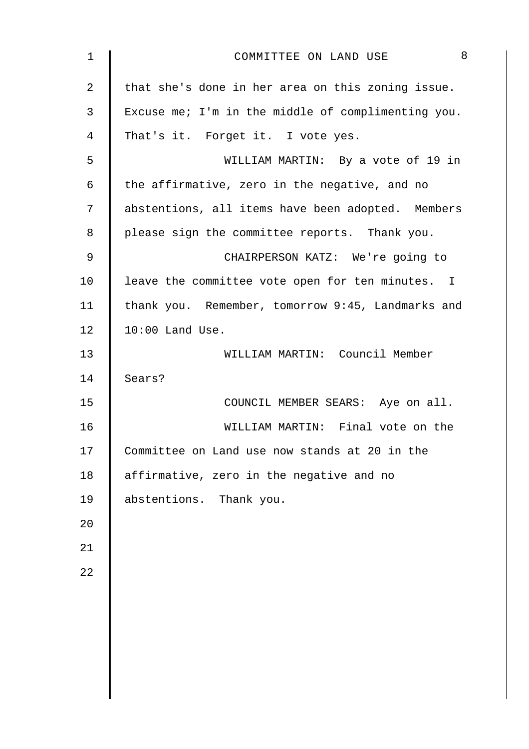that she's done in her area on this zoning issue. Excuse me; I'm in the middle of complimenting you. That's it. Forget it. I vote yes.

WILLIAM MARTIN: By a vote of 19 in the affirmative, zero in the negative, and no abstentions, all items have been adopted. Members please sign the committee reports. Thank you.

CHAIRPERSON KATZ: We're going to leave the committee vote open for ten minutes. I thank you. Remember, tomorrow 9:45, Landmarks and 10:00 Land Use.

WILLIAM MARTIN: Council Member Sears?

COUNCIL MEMBER SEARS: Aye on all.

WILLIAM MARTIN: Final vote on the Committee on Land use now stands at 20 in the affirmative, zero in the negative and no abstentions. Thank you.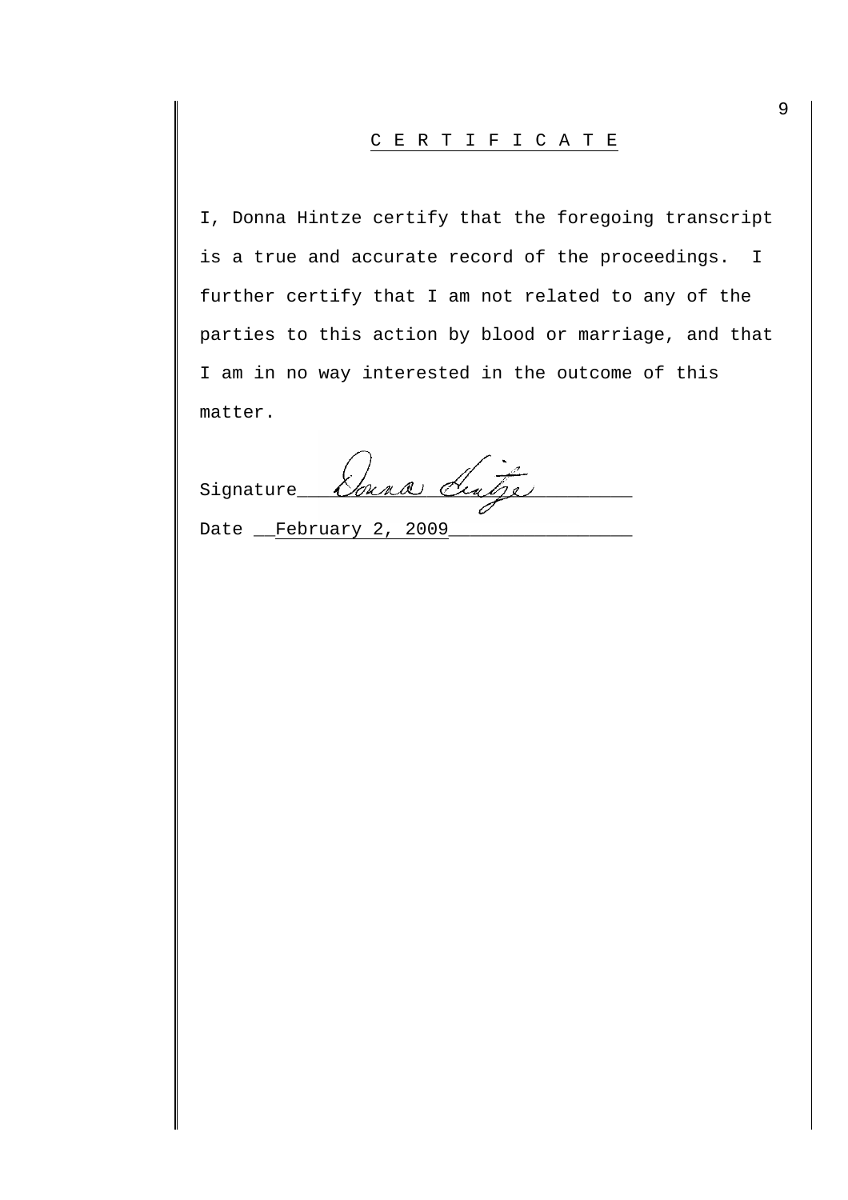# C E R T I F I C A T E

I, Donna Hintze certify that the foregoing transcript is a true and accurate record of the proceedings. I further certify that I am not related to any of the parties to this action by blood or marriage, and that I am in no way interested in the outcome of this matter.

Signature__Donna Hintze__________

Date __February 2, 2009________________